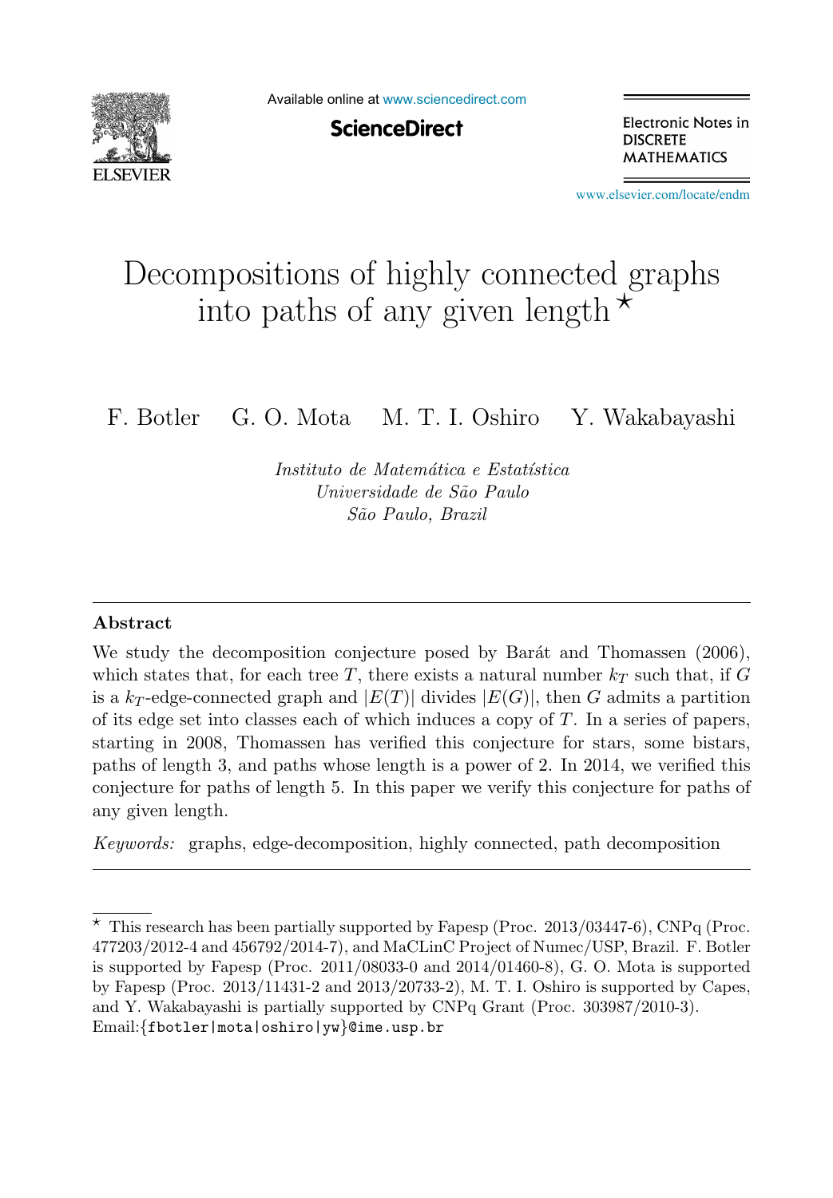# Decompositions of highly connected graphs into paths of any given length ⋆

F. Botler G. O. Mota M. T. I. Oshiro Y. Wakabayashi

*Instituto de Matemática e Estatística*
*Universidade de São Paulo*
*São Paulo, Brazil*

---

## Abstract

We study the decomposition conjecture posed by Barát and Thomassen (2006), which states that, for each tree $T$, there exists a natural number $k_T$ such that, if $G$ is a $k_T$-edge-connected graph and $|E(T)|$ divides $|E(G)|$, then $G$ admits a partition of its edge set into classes each of which induces a copy of $T$. In a series of papers, starting in 2008, Thomassen has verified this conjecture for stars, some bistars, paths of length 3, and paths whose length is a power of 2. In 2014, we verified this conjecture for paths of length 5. In this paper we verify this conjecture for paths of any given length.

*Keywords:* graphs, edge-decomposition, highly connected, path decomposition

---

⋆ This research has been partially supported by Fapesp (Proc. 2013/03447-6), CNPq (Proc. 477203/2012-4 and 456792/2014-7), and MaCLinC Project of Numec/USP, Brazil. F. Botler is supported by Fapesp (Proc. 2011/08033-0 and 2014/01460-8), G. O. Mota is supported by Fapesp (Proc. 2013/11431-2 and 2013/20733-2), M. T. I. Oshiro is supported by Capes, and Y. Wakabayashi is partially supported by CNPq Grant (Proc. 303987/2010-3). Email:`{fbotler|mota|oshiro|yw}@ime.usp.br`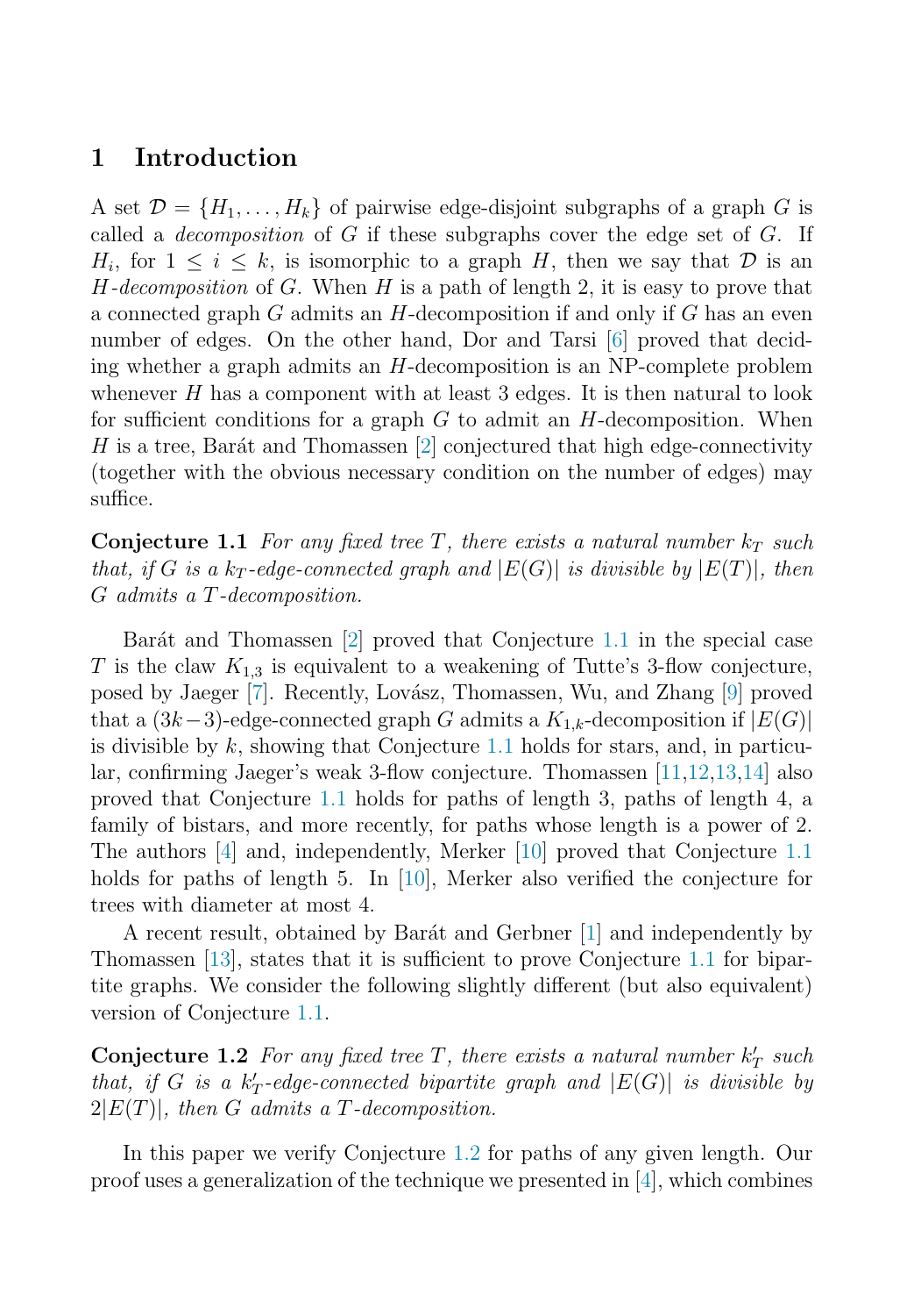## 1 Introduction

A set $\mathcal{D} = \{H_1, \ldots, H_k\}$ of pairwise edge-disjoint subgraphs of a graph $G$ is called a *decomposition* of $G$ if these subgraphs cover the edge set of $G$. If $H_i$, for $1 \leq i \leq k$, is isomorphic to a graph $H$, then we say that $\mathcal{D}$ is an $H$*-decomposition* of $G$. When $H$ is a path of length 2, it is easy to prove that a connected graph $G$ admits an $H$-decomposition if and only if $G$ has an even number of edges. On the other hand, Dor and Tarsi [6] proved that deciding whether a graph admits an $H$-decomposition is an NP-complete problem whenever $H$ has a component with at least 3 edges. It is then natural to look for sufficient conditions for a graph $G$ to admit an $H$-decomposition. When $H$ is a tree, Barát and Thomassen [2] conjectured that high edge-connectivity (together with the obvious necessary condition on the number of edges) may suffice.

**Conjecture 1.1** *For any fixed tree $T$, there exists a natural number $k_T$ such that, if $G$ is a $k_T$-edge-connected graph and $|E(G)|$ is divisible by $|E(T)|$, then $G$ admits a $T$-decomposition.*

Barát and Thomassen [2] proved that Conjecture 1.1 in the special case $T$ is the claw $K_{1,3}$ is equivalent to a weakening of Tutte's 3-flow conjecture, posed by Jaeger [7]. Recently, Lovász, Thomassen, Wu, and Zhang [9] proved that a $(3k-3)$-edge-connected graph $G$ admits a $K_{1,k}$-decomposition if $|E(G)|$ is divisible by $k$, showing that Conjecture 1.1 holds for stars, and, in particular, confirming Jaeger's weak 3-flow conjecture. Thomassen [11,12,13,14] also proved that Conjecture 1.1 holds for paths of length 3, paths of length 4, a family of bistars, and more recently, for paths whose length is a power of 2. The authors [4] and, independently, Merker [10] proved that Conjecture 1.1 holds for paths of length 5. In [10], Merker also verified the conjecture for trees with diameter at most 4.

A recent result, obtained by Barát and Gerbner [1] and independently by Thomassen [13], states that it is sufficient to prove Conjecture 1.1 for bipartite graphs. We consider the following slightly different (but also equivalent) version of Conjecture 1.1.

**Conjecture 1.2** *For any fixed tree $T$, there exists a natural number $k'_T$ such that, if $G$ is a $k'_T$-edge-connected bipartite graph and $|E(G)|$ is divisible by $2|E(T)|$, then $G$ admits a $T$-decomposition.*

In this paper we verify Conjecture 1.2 for paths of any given length. Our proof uses a generalization of the technique we presented in [4], which combines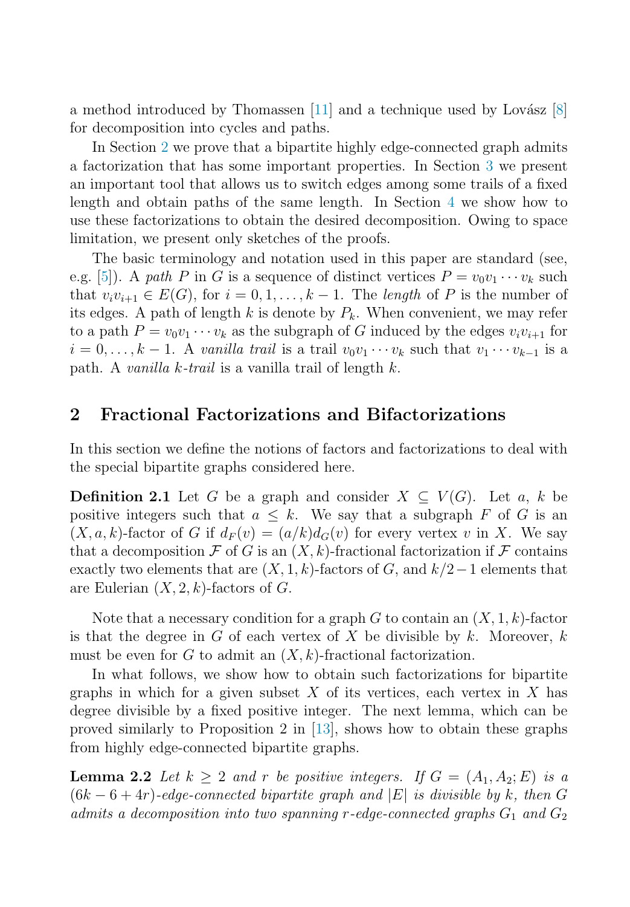a method introduced by Thomassen [11] and a technique used by Lovász [8] for decomposition into cycles and paths.

In Section 2 we prove that a bipartite highly edge-connected graph admits a factorization that has some important properties. In Section 3 we present an important tool that allows us to switch edges among some trails of a fixed length and obtain paths of the same length. In Section 4 we show how to use these factorizations to obtain the desired decomposition. Owing to space limitation, we present only sketches of the proofs.

The basic terminology and notation used in this paper are standard (see, e.g. [5]). A *path* $P$ in $G$ is a sequence of distinct vertices $P = v_0v_1 \cdots v_k$ such that $v_iv_{i+1} \in E(G)$, for $i = 0, 1, \ldots, k-1$. The *length* of $P$ is the number of its edges. A path of length $k$ is denote by $P_k$. When convenient, we may refer to a path $P = v_0v_1 \cdots v_k$ as the subgraph of $G$ induced by the edges $v_iv_{i+1}$ for $i = 0, \ldots, k-1$. A *vanilla trail* is a trail $v_0v_1 \cdots v_k$ such that $v_1 \cdots v_{k-1}$ is a path. A *vanilla $k$-trail* is a vanilla trail of length $k$.

## 2 Fractional Factorizations and Bifactorizations

In this section we define the notions of factors and factorizations to deal with the special bipartite graphs considered here.

**Definition 2.1** Let $G$ be a graph and consider $X \subseteq V(G)$. Let $a$, $k$ be positive integers such that $a \leq k$. We say that a subgraph $F$ of $G$ is an $(X, a, k)$-factor of $G$ if $d_F(v) = (a/k)d_G(v)$ for every vertex $v$ in $X$. We say that a decomposition $\mathcal{F}$ of $G$ is an $(X, k)$-fractional factorization if $\mathcal{F}$ contains exactly two elements that are $(X, 1, k)$-factors of $G$, and $k/2 - 1$ elements that are Eulerian $(X, 2, k)$-factors of $G$.

Note that a necessary condition for a graph $G$ to contain an $(X, 1, k)$-factor is that the degree in $G$ of each vertex of $X$ be divisible by $k$. Moreover, $k$ must be even for $G$ to admit an $(X, k)$-fractional factorization.

In what follows, we show how to obtain such factorizations for bipartite graphs in which for a given subset $X$ of its vertices, each vertex in $X$ has degree divisible by a fixed positive integer. The next lemma, which can be proved similarly to Proposition 2 in [13], shows how to obtain these graphs from highly edge-connected bipartite graphs.

**Lemma 2.2** *Let $k \geq 2$ and $r$ be positive integers. If $G = (A_1, A_2; E)$ is a $(6k - 6 + 4r)$-edge-connected bipartite graph and $|E|$ is divisible by $k$, then $G$ admits a decomposition into two spanning $r$-edge-connected graphs $G_1$ and $G_2$*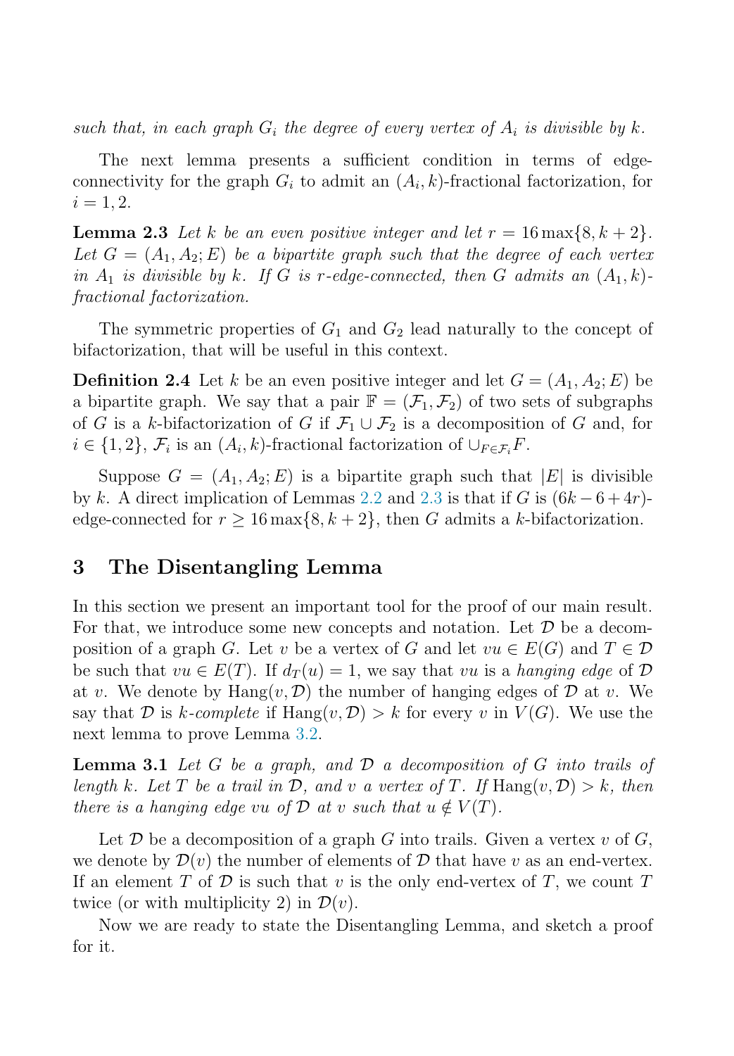*such that, in each graph $G_i$ the degree of every vertex of $A_i$ is divisible by $k$.*

The next lemma presents a sufficient condition in terms of edge-connectivity for the graph $G_i$ to admit an $(A_i, k)$-fractional factorization, for $i = 1, 2$.

**Lemma 2.3** *Let $k$ be an even positive integer and let $r = 16\max\{8, k+2\}$. Let $G = (A_1, A_2; E)$ be a bipartite graph such that the degree of each vertex in $A_1$ is divisible by $k$. If $G$ is $r$-edge-connected, then $G$ admits an $(A_1, k)$-fractional factorization.*

The symmetric properties of $G_1$ and $G_2$ lead naturally to the concept of bifactorization, that will be useful in this context.

**Definition 2.4** Let $k$ be an even positive integer and let $G = (A_1, A_2; E)$ be a bipartite graph. We say that a pair $\mathbb{F} = (\mathcal{F}_1, \mathcal{F}_2)$ of two sets of subgraphs of $G$ is a $k$-bifactorization of $G$ if $\mathcal{F}_1 \cup \mathcal{F}_2$ is a decomposition of $G$ and, for $i \in \{1, 2\}$, $\mathcal{F}_i$ is an $(A_i, k)$-fractional factorization of $\cup_{F \in \mathcal{F}_i} F$.

Suppose $G = (A_1, A_2; E)$ is a bipartite graph such that $|E|$ is divisible by $k$. A direct implication of Lemmas 2.2 and 2.3 is that if $G$ is $(6k - 6 + 4r)$-edge-connected for $r \geq 16\max\{8, k+2\}$, then $G$ admits a $k$-bifactorization.

## 3 The Disentangling Lemma

In this section we present an important tool for the proof of our main result. For that, we introduce some new concepts and notation. Let $\mathcal{D}$ be a decomposition of a graph $G$. Let $v$ be a vertex of $G$ and let $vu \in E(G)$ and $T \in \mathcal{D}$ be such that $vu \in E(T)$. If $d_T(u) = 1$, we say that $vu$ is a *hanging edge* of $\mathcal{D}$ at $v$. We denote by $\operatorname{Hang}(v, \mathcal{D})$ the number of hanging edges of $\mathcal{D}$ at $v$. We say that $\mathcal{D}$ is *$k$-complete* if $\operatorname{Hang}(v, \mathcal{D}) > k$ for every $v$ in $V(G)$. We use the next lemma to prove Lemma 3.2.

**Lemma 3.1** *Let $G$ be a graph, and $\mathcal{D}$ a decomposition of $G$ into trails of length $k$. Let $T$ be a trail in $\mathcal{D}$, and $v$ a vertex of $T$. If $\operatorname{Hang}(v, \mathcal{D}) > k$, then there is a hanging edge $vu$ of $\mathcal{D}$ at $v$ such that $u \notin V(T)$.*

Let $\mathcal{D}$ be a decomposition of a graph $G$ into trails. Given a vertex $v$ of $G$, we denote by $\mathcal{D}(v)$ the number of elements of $\mathcal{D}$ that have $v$ as an end-vertex. If an element $T$ of $\mathcal{D}$ is such that $v$ is the only end-vertex of $T$, we count $T$ twice (or with multiplicity 2) in $\mathcal{D}(v)$.

Now we are ready to state the Disentangling Lemma, and sketch a proof for it.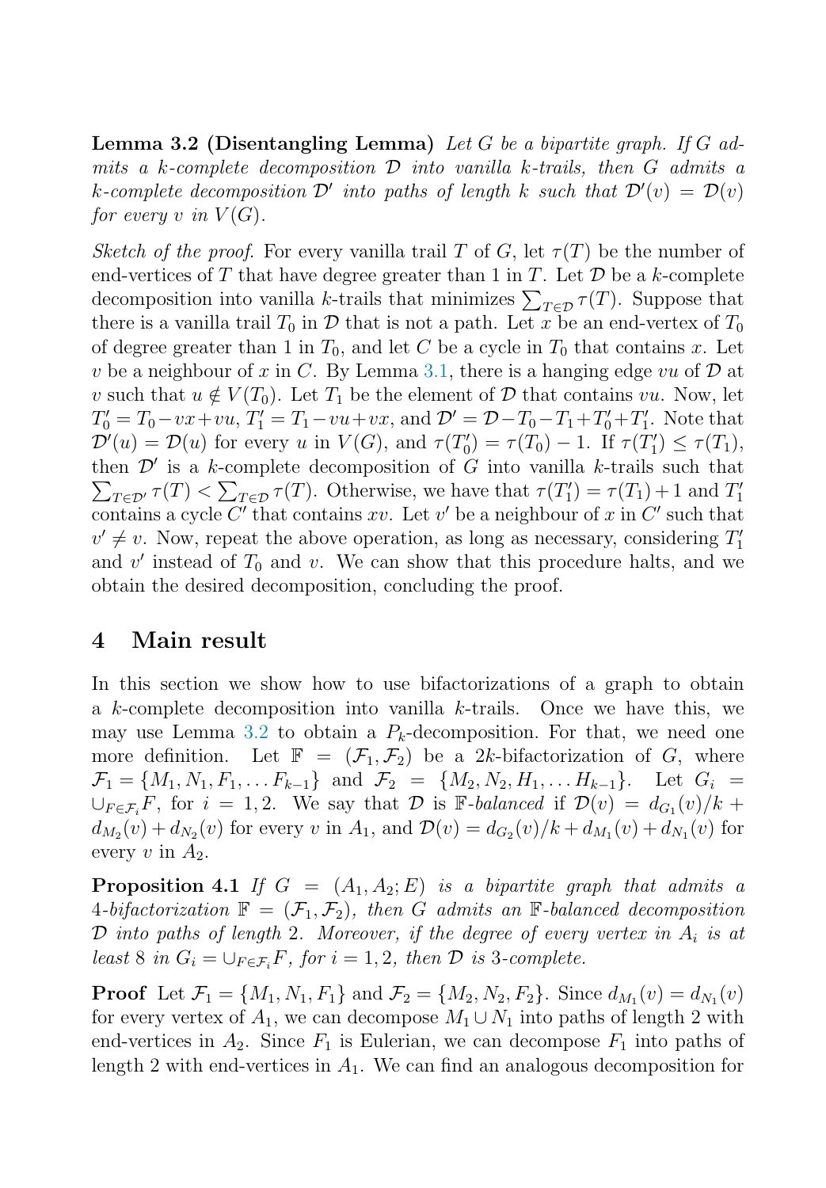**Lemma 3.2 (Disentangling Lemma)** *Let $G$ be a bipartite graph. If $G$ admits a $k$-complete decomposition $\mathcal{D}$ into vanilla $k$-trails, then $G$ admits a $k$-complete decomposition $\mathcal{D}'$ into paths of length $k$ such that $\mathcal{D}'(v) = \mathcal{D}(v)$ for every $v$ in $V(G)$.*

*Sketch of the proof.* For every vanilla trail $T$ of $G$, let $\tau(T)$ be the number of end-vertices of $T$ that have degree greater than 1 in $T$. Let $\mathcal{D}$ be a $k$-complete decomposition into vanilla $k$-trails that minimizes $\sum_{T \in \mathcal{D}} \tau(T)$. Suppose that there is a vanilla trail $T_0$ in $\mathcal{D}$ that is not a path. Let $x$ be an end-vertex of $T_0$ of degree greater than 1 in $T_0$, and let $C$ be a cycle in $T_0$ that contains $x$. Let $v$ be a neighbour of $x$ in $C$. By Lemma 3.1, there is a hanging edge $vu$ of $\mathcal{D}$ at $v$ such that $u \notin V(T_0)$. Let $T_1$ be the element of $\mathcal{D}$ that contains $vu$. Now, let $T_0' = T_0 - vx + vu$, $T_1' = T_1 - vu + vx$, and $\mathcal{D}' = \mathcal{D} - T_0 - T_1 + T_0' + T_1'$. Note that $\mathcal{D}'(u) = \mathcal{D}(u)$ for every $u$ in $V(G)$, and $\tau(T_0') = \tau(T_0) - 1$. If $\tau(T_1') \leq \tau(T_1)$, then $\mathcal{D}'$ is a $k$-complete decomposition of $G$ into vanilla $k$-trails such that $\sum_{T \in \mathcal{D}'} \tau(T) < \sum_{T \in \mathcal{D}} \tau(T)$. Otherwise, we have that $\tau(T_1') = \tau(T_1) + 1$ and $T_1'$ contains a cycle $C'$ that contains $xv$. Let $v'$ be a neighbour of $x$ in $C'$ such that $v' \neq v$. Now, repeat the above operation, as long as necessary, considering $T_1'$ and $v'$ instead of $T_0$ and $v$. We can show that this procedure halts, and we obtain the desired decomposition, concluding the proof.

## 4 Main result

In this section we show how to use bifactorizations of a graph to obtain a $k$-complete decomposition into vanilla $k$-trails. Once we have this, we may use Lemma 3.2 to obtain a $P_k$-decomposition. For that, we need one more definition. Let $\mathbb{F} = (\mathcal{F}_1, \mathcal{F}_2)$ be a $2k$-bifactorization of $G$, where $\mathcal{F}_1 = \{M_1, N_1, F_1, \ldots F_{k-1}\}$ and $\mathcal{F}_2 = \{M_2, N_2, H_1, \ldots H_{k-1}\}$. Let $G_i = \cup_{F \in \mathcal{F}_i} F$, for $i = 1, 2$. We say that $\mathcal{D}$ is $\mathbb{F}$-*balanced* if $\mathcal{D}(v) = d_{G_1}(v)/k + d_{M_2}(v) + d_{N_2}(v)$ for every $v$ in $A_1$, and $\mathcal{D}(v) = d_{G_2}(v)/k + d_{M_1}(v) + d_{N_1}(v)$ for every $v$ in $A_2$.

**Proposition 4.1** *If $G = (A_1, A_2; E)$ is a bipartite graph that admits a 4-bifactorization $\mathbb{F} = (\mathcal{F}_1, \mathcal{F}_2)$, then $G$ admits an $\mathbb{F}$-balanced decomposition $\mathcal{D}$ into paths of length 2. Moreover, if the degree of every vertex in $A_i$ is at least 8 in $G_i = \cup_{F \in \mathcal{F}_i} F$, for $i = 1, 2$, then $\mathcal{D}$ is 3-complete.*

**Proof** Let $\mathcal{F}_1 = \{M_1, N_1, F_1\}$ and $\mathcal{F}_2 = \{M_2, N_2, F_2\}$. Since $d_{M_1}(v) = d_{N_1}(v)$ for every vertex of $A_1$, we can decompose $M_1 \cup N_1$ into paths of length 2 with end-vertices in $A_2$. Since $F_1$ is Eulerian, we can decompose $F_1$ into paths of length 2 with end-vertices in $A_1$. We can find an analogous decomposition for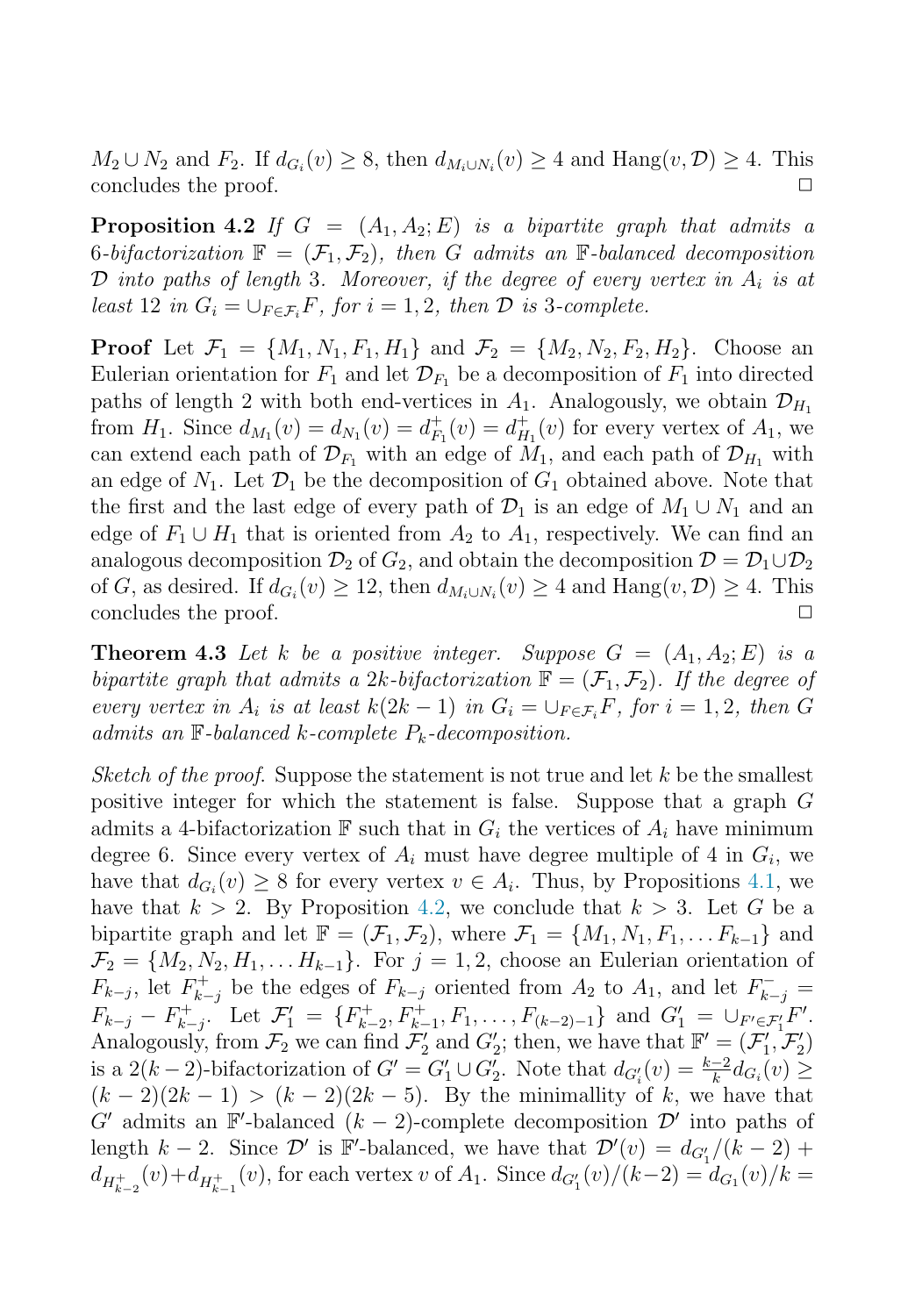$M_2 \cup N_2$ and $F_2$. If $d_{G_i}(v) \geq 8$, then $d_{M_i \cup N_i}(v) \geq 4$ and $\text{Hang}(v, \mathcal{D}) \geq 4$. This concludes the proof. $\square$

**Proposition 4.2** *If $G = (A_1, A_2; E)$ is a bipartite graph that admits a 6-bifactorization $\mathbb{F} = (\mathcal{F}_1, \mathcal{F}_2)$, then $G$ admits an $\mathbb{F}$-balanced decomposition $\mathcal{D}$ into paths of length 3. Moreover, if the degree of every vertex in $A_i$ is at least 12 in $G_i = \cup_{F \in \mathcal{F}_i} F$, for $i = 1, 2$, then $\mathcal{D}$ is 3-complete.*

**Proof** Let $\mathcal{F}_1 = \{M_1, N_1, F_1, H_1\}$ and $\mathcal{F}_2 = \{M_2, N_2, F_2, H_2\}$. Choose an Eulerian orientation for $F_1$ and let $\mathcal{D}_{F_1}$ be a decomposition of $F_1$ into directed paths of length 2 with both end-vertices in $A_1$. Analogously, we obtain $\mathcal{D}_{H_1}$ from $H_1$. Since $d_{M_1}(v) = d_{N_1}(v) = d^+_{F_1}(v) = d^+_{H_1}(v)$ for every vertex of $A_1$, we can extend each path of $\mathcal{D}_{F_1}$ with an edge of $M_1$, and each path of $\mathcal{D}_{H_1}$ with an edge of $N_1$. Let $\mathcal{D}_1$ be the decomposition of $G_1$ obtained above. Note that the first and the last edge of every path of $\mathcal{D}_1$ is an edge of $M_1 \cup N_1$ and an edge of $F_1 \cup H_1$ that is oriented from $A_2$ to $A_1$, respectively. We can find an analogous decomposition $\mathcal{D}_2$ of $G_2$, and obtain the decomposition $\mathcal{D} = \mathcal{D}_1 \cup \mathcal{D}_2$ of $G$, as desired. If $d_{G_i}(v) \geq 12$, then $d_{M_i \cup N_i}(v) \geq 4$ and $\text{Hang}(v, \mathcal{D}) \geq 4$. This concludes the proof. $\square$

**Theorem 4.3** *Let $k$ be a positive integer. Suppose $G = (A_1, A_2; E)$ is a bipartite graph that admits a $2k$-bifactorization $\mathbb{F} = (\mathcal{F}_1, \mathcal{F}_2)$. If the degree of every vertex in $A_i$ is at least $k(2k-1)$ in $G_i = \cup_{F \in \mathcal{F}_i} F$, for $i = 1, 2$, then $G$ admits an $\mathbb{F}$-balanced $k$-complete $P_k$-decomposition.*

*Sketch of the proof.* Suppose the statement is not true and let $k$ be the smallest positive integer for which the statement is false. Suppose that a graph $G$ admits a 4-bifactorization $\mathbb{F}$ such that in $G_i$ the vertices of $A_i$ have minimum degree 6. Since every vertex of $A_i$ must have degree multiple of 4 in $G_i$, we have that $d_{G_i}(v) \geq 8$ for every vertex $v \in A_i$. Thus, by Propositions 4.1, we have that $k > 2$. By Proposition 4.2, we conclude that $k > 3$. Let $G$ be a bipartite graph and let $\mathbb{F} = (\mathcal{F}_1, \mathcal{F}_2)$, where $\mathcal{F}_1 = \{M_1, N_1, F_1, \ldots F_{k-1}\}$ and $\mathcal{F}_2 = \{M_2, N_2, H_1, \ldots H_{k-1}\}$. For $j = 1, 2$, choose an Eulerian orientation of $F_{k-j}$, let $F^+_{k-j}$ be the edges of $F_{k-j}$ oriented from $A_2$ to $A_1$, and let $F^-_{k-j} = F_{k-j} - F^+_{k-j}$. Let $\mathcal{F}'_1 = \{F^+_{k-2}, F^+_{k-1}, F_1, \ldots, F_{(k-2)-1}\}$ and $G'_1 = \cup_{F' \in \mathcal{F}'_1} F'$. Analogously, from $\mathcal{F}_2$ we can find $\mathcal{F}'_2$ and $G'_2$; then, we have that $\mathbb{F}' = (\mathcal{F}'_1, \mathcal{F}'_2)$ is a $2(k-2)$-bifactorization of $G' = G'_1 \cup G'_2$. Note that $d_{G'_i}(v) = \frac{k-2}{k} d_{G_i}(v) \geq (k-2)(2k-1) > (k-2)(2k-5)$. By the minimallity of $k$, we have that $G'$ admits an $\mathbb{F}'$-balanced $(k-2)$-complete decomposition $\mathcal{D}'$ into paths of length $k-2$. Since $\mathcal{D}'$ is $\mathbb{F}'$-balanced, we have that $\mathcal{D}'(v) = d_{G'_1}/(k-2) + d_{H^+_{k-2}}(v) + d_{H^+_{k-1}}(v)$, for each vertex $v$ of $A_1$. Since $d_{G'_1}(v)/(k-2) = d_{G_1}(v)/k =$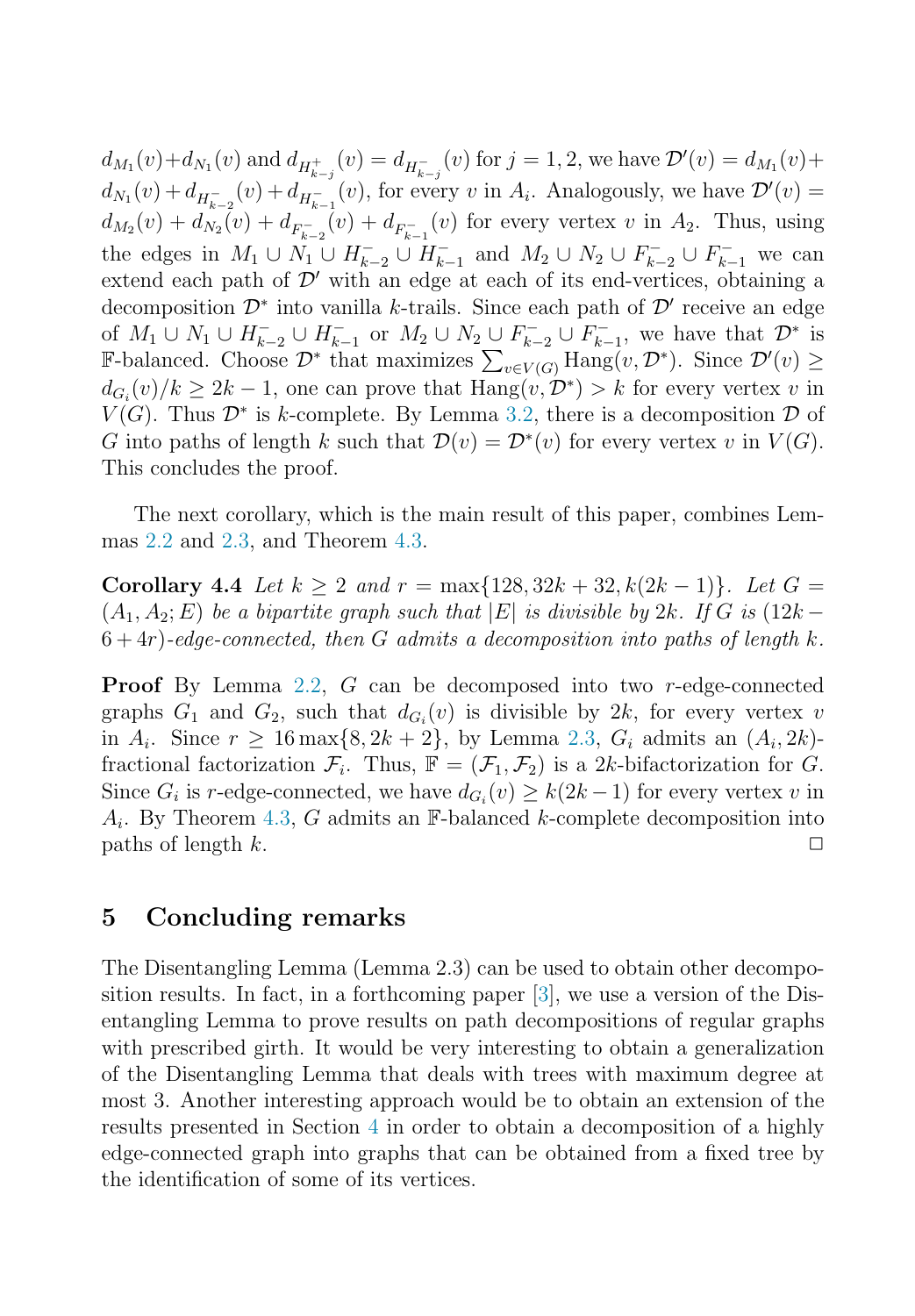$d_{M_1}(v)+d_{N_1}(v)$ and $d_{H^+_{k-j}}(v) = d_{H^-_{k-j}}(v)$ for $j = 1, 2$, we have $\mathcal{D}'(v) = d_{M_1}(v)+ d_{N_1}(v) + d_{H^-_{k-2}}(v) + d_{H^-_{k-1}}(v)$, for every $v$ in $A_i$. Analogously, we have $\mathcal{D}'(v) = d_{M_2}(v) + d_{N_2}(v) + d_{F^-_{k-2}}(v) + d_{F^-_{k-1}}(v)$ for every vertex $v$ in $A_2$. Thus, using the edges in $M_1 \cup N_1 \cup H^-_{k-2} \cup H^-_{k-1}$ and $M_2 \cup N_2 \cup F^-_{k-2} \cup F^-_{k-1}$ we can extend each path of $\mathcal{D}'$ with an edge at each of its end-vertices, obtaining a decomposition $\mathcal{D}^*$ into vanilla $k$-trails. Since each path of $\mathcal{D}'$ receive an edge of $M_1 \cup N_1 \cup H^-_{k-2} \cup H^-_{k-1}$ or $M_2 \cup N_2 \cup F^-_{k-2} \cup F^-_{k-1}$, we have that $\mathcal{D}^*$ is $\mathbb{F}$-balanced. Choose $\mathcal{D}^*$ that maximizes $\sum_{v \in V(G)} \text{Hang}(v, \mathcal{D}^*)$. Since $\mathcal{D}'(v) \geq d_{G_i}(v)/k \geq 2k - 1$, one can prove that $\text{Hang}(v, \mathcal{D}^*) > k$ for every vertex $v$ in $V(G)$. Thus $\mathcal{D}^*$ is $k$-complete. By Lemma 3.2, there is a decomposition $\mathcal{D}$ of $G$ into paths of length $k$ such that $\mathcal{D}(v) = \mathcal{D}^*(v)$ for every vertex $v$ in $V(G)$. This concludes the proof.

The next corollary, which is the main result of this paper, combines Lemmas 2.2 and 2.3, and Theorem 4.3.

**Corollary 4.4** *Let $k \geq 2$ and $r = \max\{128, 32k + 32, k(2k - 1)\}$. Let $G = (A_1, A_2; E)$ be a bipartite graph such that $|E|$ is divisible by $2k$. If $G$ is $(12k - 6 + 4r)$-edge-connected, then $G$ admits a decomposition into paths of length $k$.*

**Proof** By Lemma 2.2, $G$ can be decomposed into two $r$-edge-connected graphs $G_1$ and $G_2$, such that $d_{G_i}(v)$ is divisible by $2k$, for every vertex $v$ in $A_i$. Since $r \geq 16 \max\{8, 2k + 2\}$, by Lemma 2.3, $G_i$ admits an $(A_i, 2k)$-fractional factorization $\mathcal{F}_i$. Thus, $\mathbb{F} = (\mathcal{F}_1, \mathcal{F}_2)$ is a $2k$-bifactorization for $G$. Since $G_i$ is $r$-edge-connected, we have $d_{G_i}(v) \geq k(2k - 1)$ for every vertex $v$ in $A_i$. By Theorem 4.3, $G$ admits an $\mathbb{F}$-balanced $k$-complete decomposition into paths of length $k$. □

## 5 Concluding remarks

The Disentangling Lemma (Lemma 2.3) can be used to obtain other decomposition results. In fact, in a forthcoming paper [3], we use a version of the Disentangling Lemma to prove results on path decompositions of regular graphs with prescribed girth. It would be very interesting to obtain a generalization of the Disentangling Lemma that deals with trees with maximum degree at most 3. Another interesting approach would be to obtain an extension of the results presented in Section 4 in order to obtain a decomposition of a highly edge-connected graph into graphs that can be obtained from a fixed tree by the identification of some of its vertices.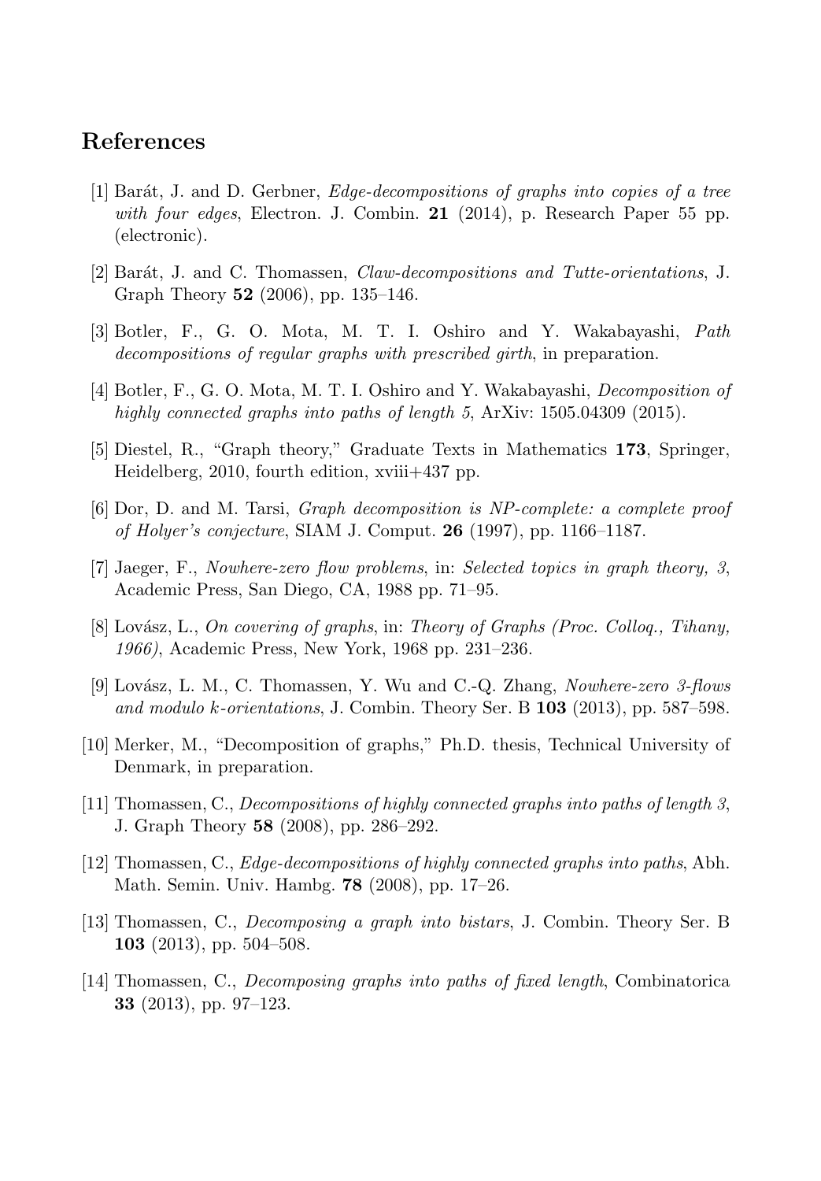## References

[1] Barát, J. and D. Gerbner, *Edge-decompositions of graphs into copies of a tree with four edges*, Electron. J. Combin. **21** (2014), p. Research Paper 55 pp. (electronic).

[2] Barát, J. and C. Thomassen, *Claw-decompositions and Tutte-orientations*, J. Graph Theory **52** (2006), pp. 135–146.

[3] Botler, F., G. O. Mota, M. T. I. Oshiro and Y. Wakabayashi, *Path decompositions of regular graphs with prescribed girth*, in preparation.

[4] Botler, F., G. O. Mota, M. T. I. Oshiro and Y. Wakabayashi, *Decomposition of highly connected graphs into paths of length 5*, ArXiv: 1505.04309 (2015).

[5] Diestel, R., "Graph theory," Graduate Texts in Mathematics **173**, Springer, Heidelberg, 2010, fourth edition, xviii+437 pp.

[6] Dor, D. and M. Tarsi, *Graph decomposition is NP-complete: a complete proof of Holyer's conjecture*, SIAM J. Comput. **26** (1997), pp. 1166–1187.

[7] Jaeger, F., *Nowhere-zero flow problems*, in: *Selected topics in graph theory, 3*, Academic Press, San Diego, CA, 1988 pp. 71–95.

[8] Lovász, L., *On covering of graphs*, in: *Theory of Graphs (Proc. Colloq., Tihany, 1966)*, Academic Press, New York, 1968 pp. 231–236.

[9] Lovász, L. M., C. Thomassen, Y. Wu and C.-Q. Zhang, *Nowhere-zero 3-flows and modulo k-orientations*, J. Combin. Theory Ser. B **103** (2013), pp. 587–598.

[10] Merker, M., "Decomposition of graphs," Ph.D. thesis, Technical University of Denmark, in preparation.

[11] Thomassen, C., *Decompositions of highly connected graphs into paths of length 3*, J. Graph Theory **58** (2008), pp. 286–292.

[12] Thomassen, C., *Edge-decompositions of highly connected graphs into paths*, Abh. Math. Semin. Univ. Hambg. **78** (2008), pp. 17–26.

[13] Thomassen, C., *Decomposing a graph into bistars*, J. Combin. Theory Ser. B **103** (2013), pp. 504–508.

[14] Thomassen, C., *Decomposing graphs into paths of fixed length*, Combinatorica **33** (2013), pp. 97–123.